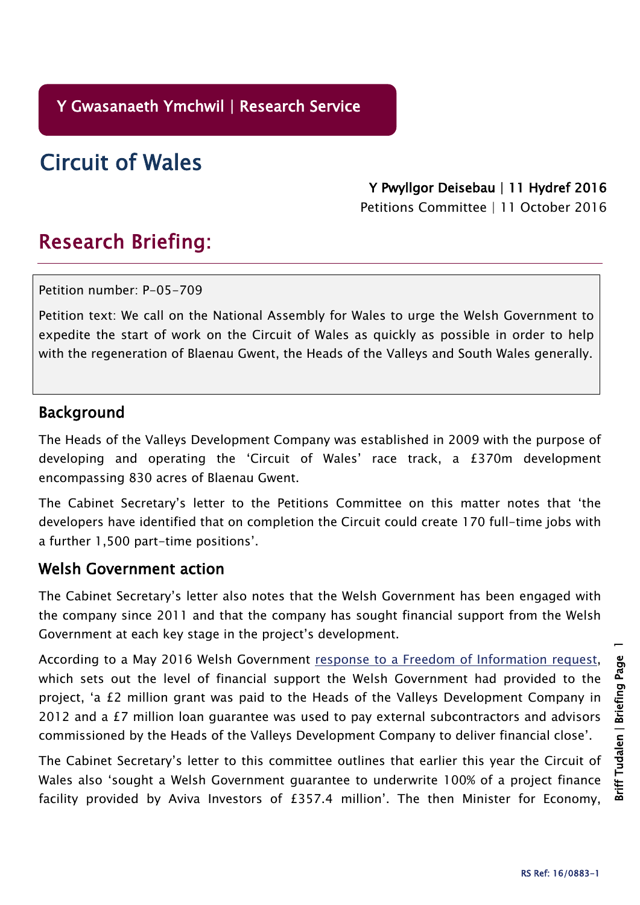Y Gwasanaeth Ymchwil | Research Service

# Circuit of Wales

Y Pwyllgor Deisebau | 11 Hydref 2016
Petitions Committee | 11 October 2016

## Research Briefing:

Petition number: P-05-709

Petition text: We call on the National Assembly for Wales to urge the Welsh Government to expedite the start of work on the Circuit of Wales as quickly as possible in order to help with the regeneration of Blaenau Gwent, the Heads of the Valleys and South Wales generally.

### Background

The Heads of the Valleys Development Company was established in 2009 with the purpose of developing and operating the 'Circuit of Wales' race track, a £370m development encompassing 830 acres of Blaenau Gwent.

The Cabinet Secretary's letter to the Petitions Committee on this matter notes that 'the developers have identified that on completion the Circuit could create 170 full-time jobs with a further 1,500 part-time positions'.

### Welsh Government action

The Cabinet Secretary's letter also notes that the Welsh Government has been engaged with the company since 2011 and that the company has sought financial support from the Welsh Government at each key stage in the project's development.

According to a May 2016 Welsh Government response to a Freedom of Information request, which sets out the level of financial support the Welsh Government had provided to the project, 'a £2 million grant was paid to the Heads of the Valleys Development Company in 2012 and a £7 million loan guarantee was used to pay external subcontractors and advisors commissioned by the Heads of the Valleys Development Company to deliver financial close'.

The Cabinet Secretary's letter to this committee outlines that earlier this year the Circuit of Wales also 'sought a Welsh Government guarantee to underwrite 100% of a project finance facility provided by Aviva Investors of £357.4 million'. The then Minister for Economy,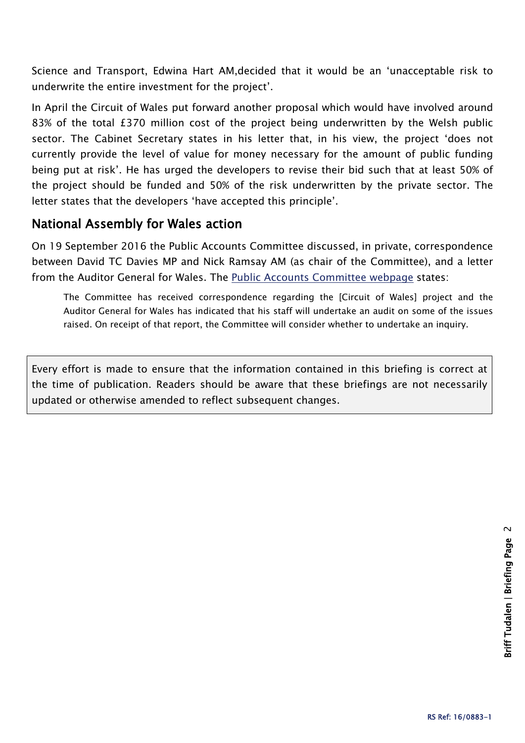Science and Transport, Edwina Hart AM,decided that it would be an 'unacceptable risk to underwrite the entire investment for the project'.

In April the Circuit of Wales put forward another proposal which would have involved around 83% of the total £370 million cost of the project being underwritten by the Welsh public sector. The Cabinet Secretary states in his letter that, in his view, the project 'does not currently provide the level of value for money necessary for the amount of public funding being put at risk'. He has urged the developers to revise their bid such that at least 50% of the project should be funded and 50% of the risk underwritten by the private sector. The letter states that the developers 'have accepted this principle'.

## National Assembly for Wales action

On 19 September 2016 the Public Accounts Committee discussed, in private, correspondence between David TC Davies MP and Nick Ramsay AM (as chair of the Committee), and a letter from the Auditor General for Wales. The Public Accounts Committee webpage states:

> The Committee has received correspondence regarding the [Circuit of Wales] project and the Auditor General for Wales has indicated that his staff will undertake an audit on some of the issues raised. On receipt of that report, the Committee will consider whether to undertake an inquiry.

Every effort is made to ensure that the information contained in this briefing is correct at the time of publication. Readers should be aware that these briefings are not necessarily updated or otherwise amended to reflect subsequent changes.

RS Ref: 16/0883-1